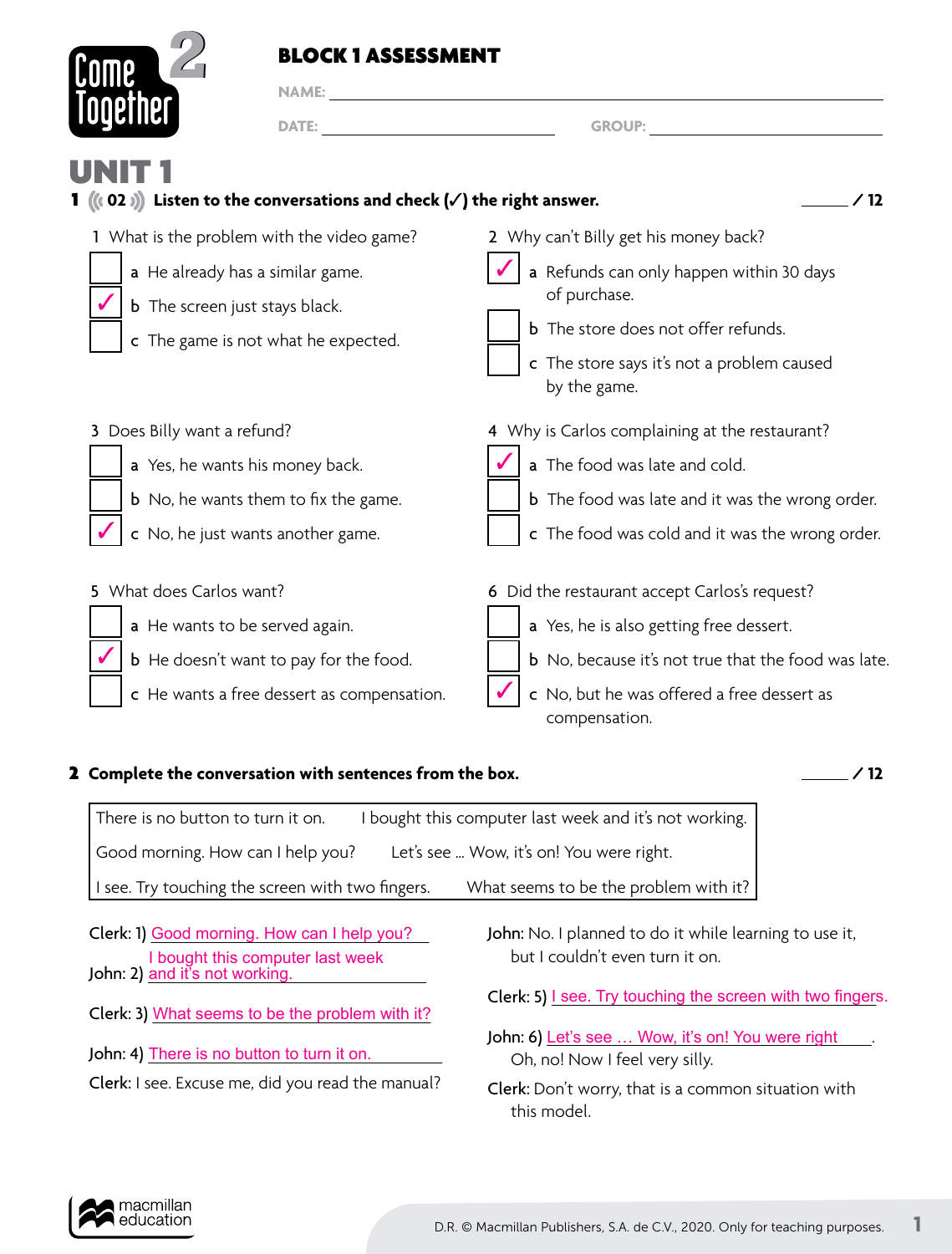Come Together 2

# BLOCK 1 ASSESSMENT

NAME: ______________________________

DATE: ________________ GROUP: ________________

## UNIT 1

**1 02 Listen to the conversations and check (✓) the right answer.** ____ / 12

1 What is the problem with the video game?

- [ ] a He already has a similar game.
- [x] b The screen just stays black.
- [ ] c The game is not what he expected.

2 Why can't Billy get his money back?

- [x] a Refunds can only happen within 30 days of purchase.
- [ ] b The store does not offer refunds.
- [ ] c The store says it's not a problem caused by the game.

3 Does Billy want a refund?

- [ ] a Yes, he wants his money back.
- [ ] b No, he wants them to fix the game.
- [x] c No, he just wants another game.

4 Why is Carlos complaining at the restaurant?

- [x] a The food was late and cold.
- [ ] b The food was late and it was the wrong order.
- [ ] c The food was cold and it was the wrong order.

5 What does Carlos want?

- [ ] a He wants to be served again.
- [x] b He doesn't want to pay for the food.
- [ ] c He wants a free dessert as compensation.

6 Did the restaurant accept Carlos's request?

- [ ] a Yes, he is also getting free dessert.
- [ ] b No, because it's not true that the food was late.
- [x] c No, but he was offered a free dessert as compensation.

**2 Complete the conversation with sentences from the box.** ____ / 12

| | |
|---|---|
| There is no button to turn it on. | I bought this computer last week and it's not working. |
| Good morning. How can I help you? | Let's see ... Wow, it's on! You were right. |
| I see. Try touching the screen with two fingers. | What seems to be the problem with it? |

Clerk: 1) Good morning. How can I help you?

John: 2) I bought this computer last week and it's not working.

Clerk: 3) What seems to be the problem with it?

John: 4) There is no button to turn it on.

Clerk: I see. Excuse me, did you read the manual?

John: No. I planned to do it while learning to use it, but I couldn't even turn it on.

Clerk: 5) I see. Try touching the screen with two fingers.

John: 6) Let's see … Wow, it's on! You were right. Oh, no! Now I feel very silly.

Clerk: Don't worry, that is a common situation with this model.

D.R. © Macmillan Publishers, S.A. de C.V., 2020. Only for teaching purposes.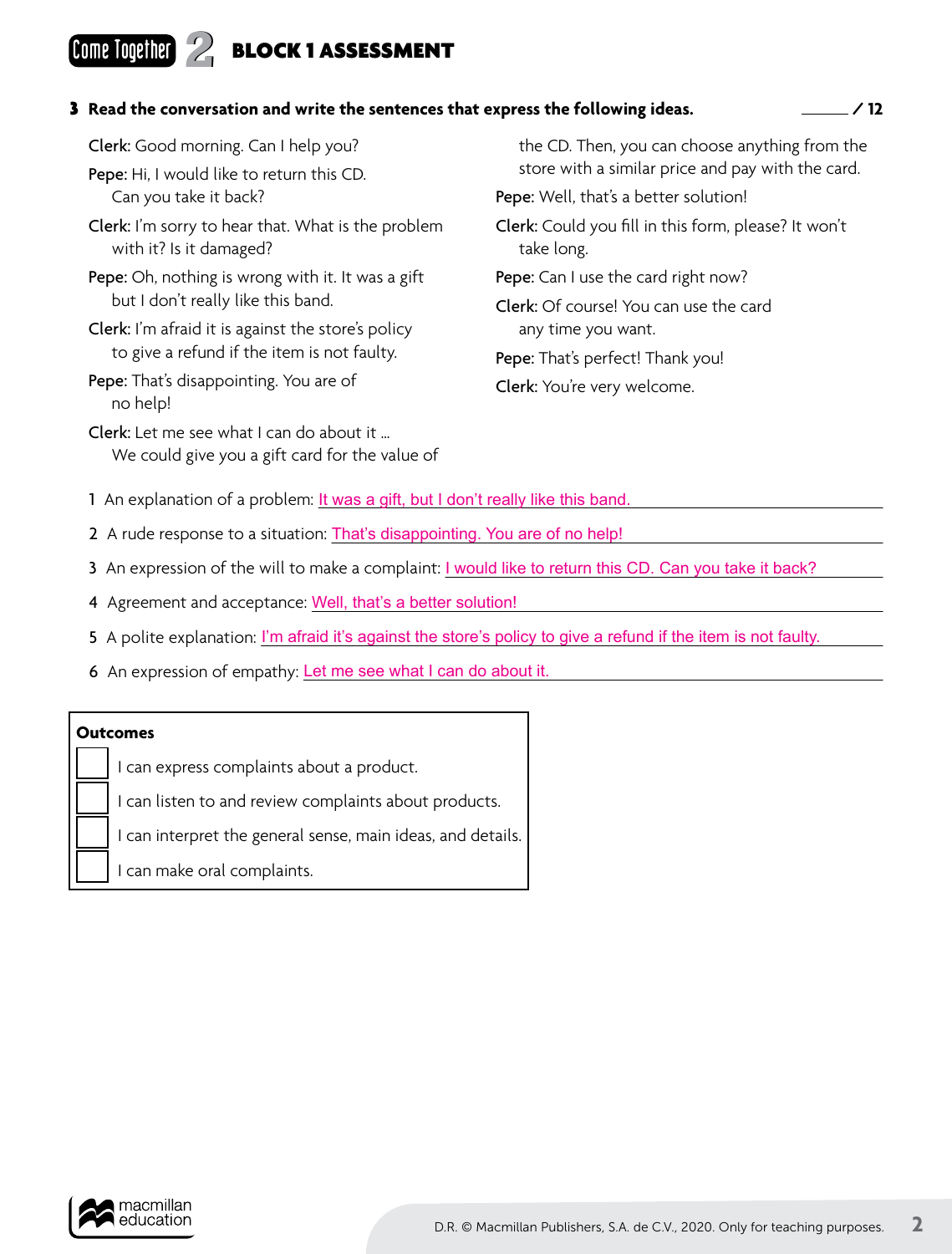# Come Together 2 BLOCK 1 ASSESSMENT

**3 Read the conversation and write the sentences that express the following ideas.** ______ / 12

**Clerk**: Good morning. Can I help you?

**Pepe**: Hi, I would like to return this CD. Can you take it back?

**Clerk**: I'm sorry to hear that. What is the problem with it? Is it damaged?

**Pepe**: Oh, nothing is wrong with it. It was a gift but I don't really like this band.

**Clerk**: I'm afraid it is against the store's policy to give a refund if the item is not faulty.

**Pepe**: That's disappointing. You are of no help!

**Clerk**: Let me see what I can do about it … We could give you a gift card for the value of the CD. Then, you can choose anything from the store with a similar price and pay with the card.

**Pepe**: Well, that's a better solution!

**Clerk**: Could you fill in this form, please? It won't take long.

**Pepe**: Can I use the card right now?

**Clerk**: Of course! You can use the card any time you want.

**Pepe**: That's perfect! Thank you!

**Clerk**: You're very welcome.

1 An explanation of a problem: It was a gift, but I don't really like this band.

2 A rude response to a situation: That's disappointing. You are of no help!

3 An expression of the will to make a complaint: I would like to return this CD. Can you take it back?

4 Agreement and acceptance: Well, that's a better solution!

5 A polite explanation: I'm afraid it's against the store's policy to give a refund if the item is not faulty.

6 An expression of empathy: Let me see what I can do about it.

**Outcomes**

- [ ] I can express complaints about a product.
- [ ] I can listen to and review complaints about products.
- [ ] I can interpret the general sense, main ideas, and details.
- [ ] I can make oral complaints.

D.R. © Macmillan Publishers, S.A. de C.V., 2020. Only for teaching purposes.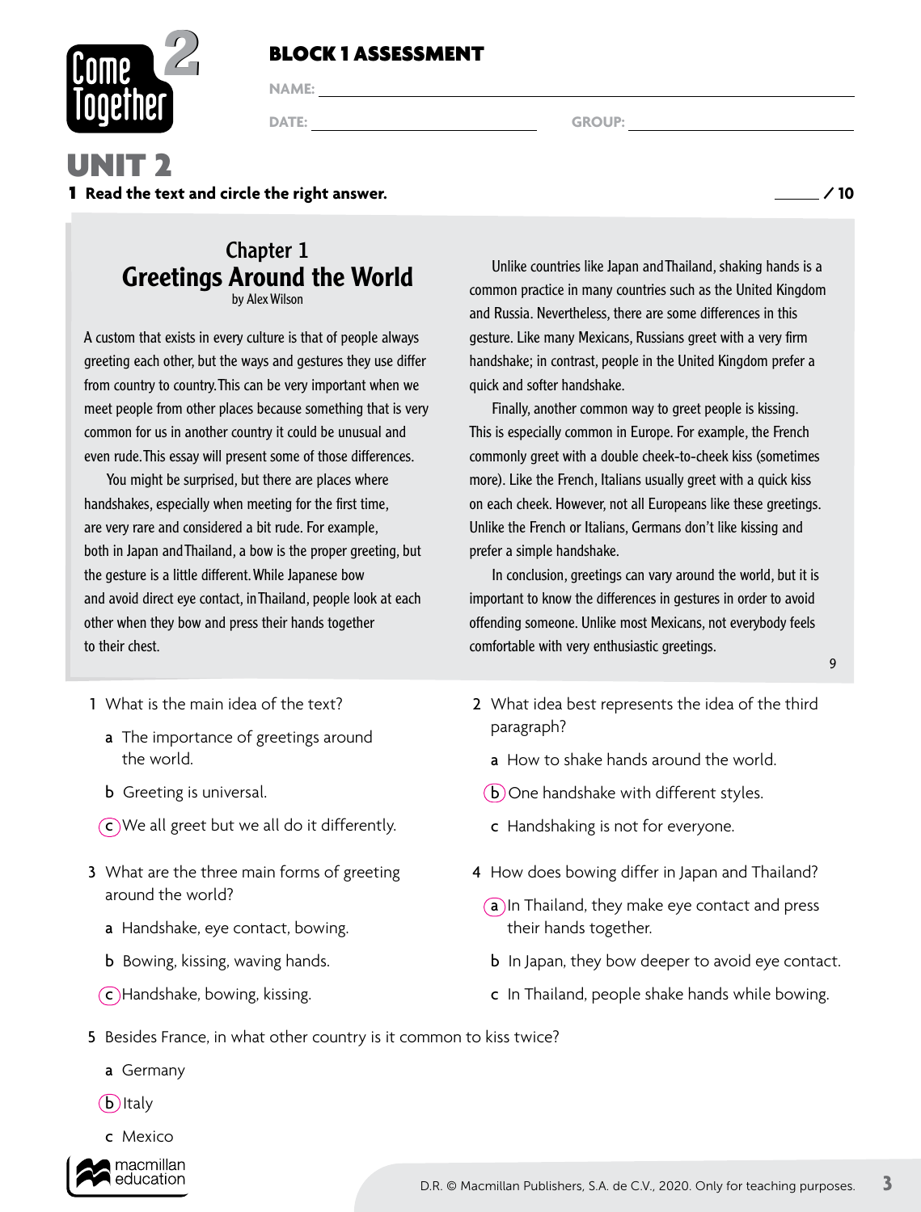# BLOCK 1 ASSESSMENT

NAME: ______________________________

DATE: ______________ GROUP: ______________

## UNIT 2

**1 Read the text and circle the right answer.** ____ / 10

### Chapter 1
### Greetings Around the World
by Alex Wilson

A custom that exists in every culture is that of people always greeting each other, but the ways and gestures they use differ from country to country. This can be very important when we meet people from other places because something that is very common for us in another country it could be unusual and even rude. This essay will present some of those differences.

You might be surprised, but there are places where handshakes, especially when meeting for the first time, are very rare and considered a bit rude. For example, both in Japan and Thailand, a bow is the proper greeting, but the gesture is a little different. While Japanese bow and avoid direct eye contact, in Thailand, people look at each other when they bow and press their hands together to their chest.

Unlike countries like Japan and Thailand, shaking hands is a common practice in many countries such as the United Kingdom and Russia. Nevertheless, there are some differences in this gesture. Like many Mexicans, Russians greet with a very firm handshake; in contrast, people in the United Kingdom prefer a quick and softer handshake.

Finally, another common way to greet people is kissing. This is especially common in Europe. For example, the French commonly greet with a double cheek-to-cheek kiss (sometimes more). Like the French, Italians usually greet with a quick kiss on each cheek. However, not all Europeans like these greetings. Unlike the French or Italians, Germans don't like kissing and prefer a simple handshake.

In conclusion, greetings can vary around the world, but it is important to know the differences in gestures in order to avoid offending someone. Unlike most Mexicans, not everybody feels comfortable with very enthusiastic greetings.

9

1 What is the main idea of the text?
- a The importance of greetings around the world.
- b Greeting is universal.
- (c) We all greet but we all do it differently.

2 What idea best represents the idea of the third paragraph?
- a How to shake hands around the world.
- (b) One handshake with different styles.
- c Handshaking is not for everyone.

3 What are the three main forms of greeting around the world?
- a Handshake, eye contact, bowing.
- b Bowing, kissing, waving hands.
- (c) Handshake, bowing, kissing.

4 How does bowing differ in Japan and Thailand?
- (a) In Thailand, they make eye contact and press their hands together.
- b In Japan, they bow deeper to avoid eye contact.
- c In Thailand, people shake hands while bowing.

5 Besides France, in what other country is it common to kiss twice?
- a Germany
- (b) Italy
- c Mexico

D.R. © Macmillan Publishers, S.A. de C.V., 2020. Only for teaching purposes.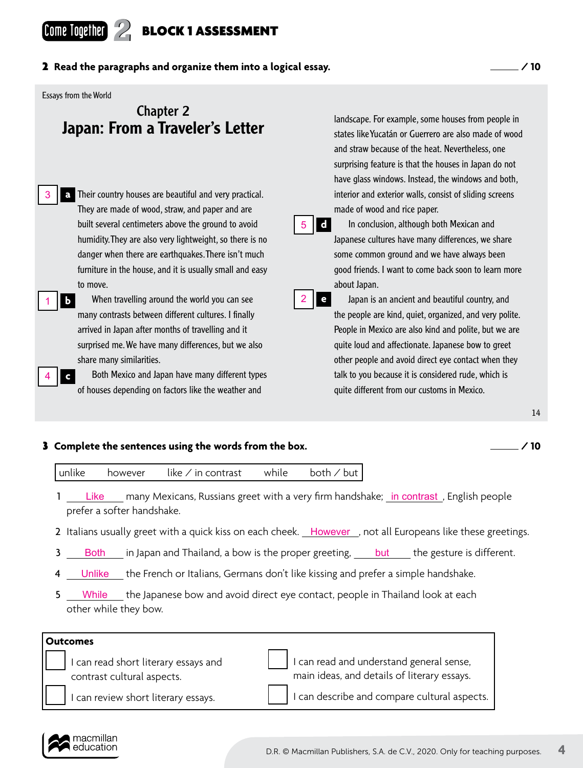# BLOCK 1 ASSESSMENT

**2 Read the paragraphs and organize them into a logical essay.** ____ / 10

Essays from the World

## Chapter 2
## Japan: From a Traveler's Letter

3 **a** Their country houses are beautiful and very practical. They are made of wood, straw, and paper and are built several centimeters above the ground to avoid humidity. They are also very lightweight, so there is no danger when there are earthquakes. There isn't much furniture in the house, and it is usually small and easy to move.

1 **b** When travelling around the world you can see many contrasts between different cultures. I finally arrived in Japan after months of travelling and it surprised me. We have many differences, but we also share many similarities.

4 **c** Both Mexico and Japan have many different types of houses depending on factors like the weather and landscape. For example, some houses from people in states like Yucatán or Guerrero are also made of wood and straw because of the heat. Nevertheless, one surprising feature is that the houses in Japan do not have glass windows. Instead, the windows and both, interior and exterior walls, consist of sliding screens made of wood and rice paper.

5 **d** In conclusion, although both Mexican and Japanese cultures have many differences, we share some common ground and we have always been good friends. I want to come back soon to learn more about Japan.

2 **e** Japan is an ancient and beautiful country, and the people are kind, quiet, organized, and very polite. People in Mexico are also kind and polite, but we are quite loud and affectionate. Japanese bow to greet other people and avoid direct eye contact when they talk to you because it is considered rude, which is quite different from our customs in Mexico.

14

**3 Complete the sentences using the words from the box.** ____ / 10

| unlike | however | like / in contrast | while | both / but |
|---|---|---|---|---|

1 Like many Mexicans, Russians greet with a very firm handshake; in contrast, English people prefer a softer handshake.

2 Italians usually greet with a quick kiss on each cheek. However, not all Europeans like these greetings.

3 Both in Japan and Thailand, a bow is the proper greeting, but the gesture is different.

4 Unlike the French or Italians, Germans don't like kissing and prefer a simple handshake.

5 While the Japanese bow and avoid direct eye contact, people in Thailand look at each other while they bow.

**Outcomes**

- ☐ I can read short literary essays and contrast cultural aspects.
- ☐ I can review short literary essays.
- ☐ I can read and understand general sense, main ideas, and details of literary essays.
- ☐ I can describe and compare cultural aspects.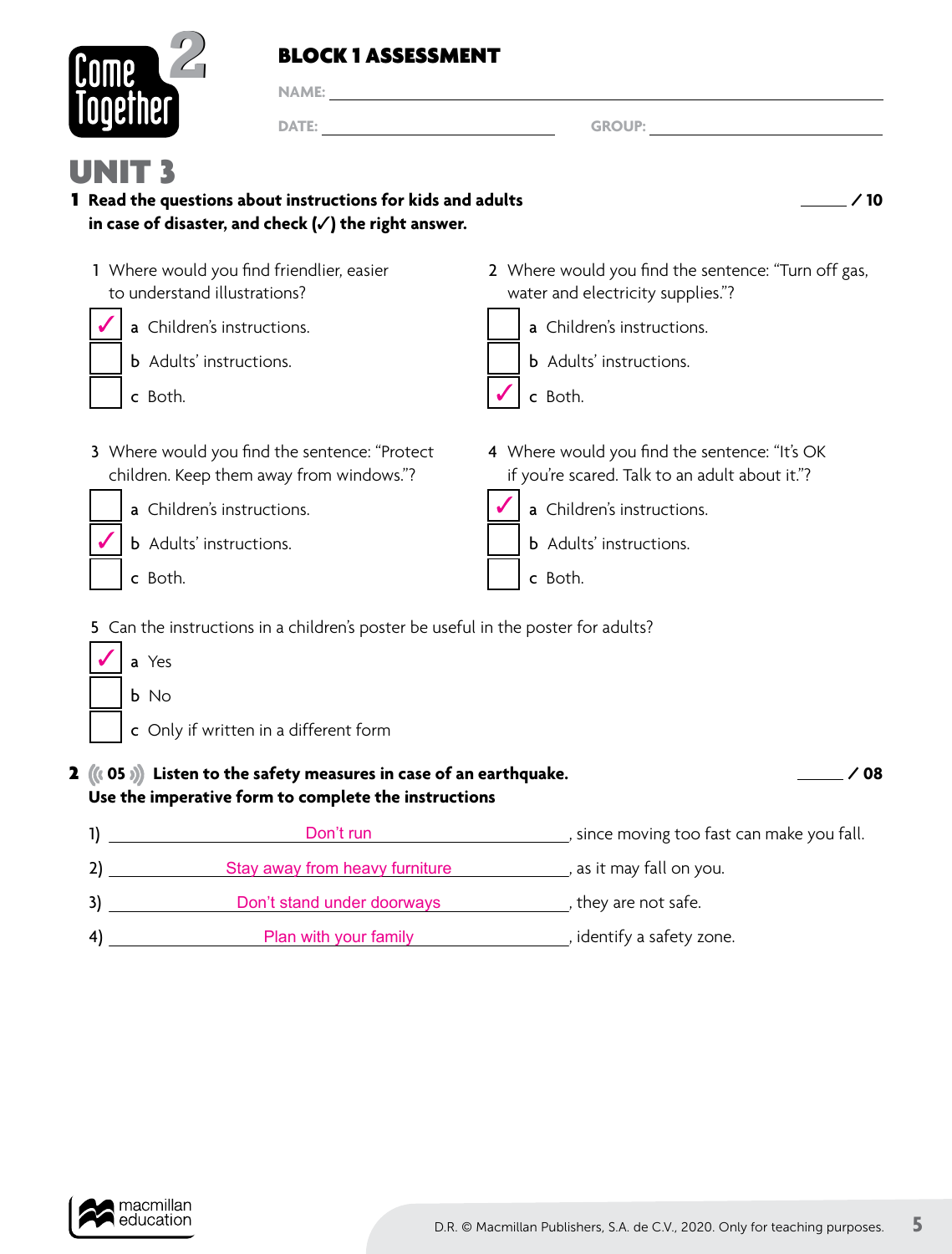Come Together 2

# BLOCK 1 ASSESSMENT

NAME: ______________________________

DATE: ______________ GROUP: ______________

## UNIT 3

**1 Read the questions about instructions for kids and adults in case of disaster, and check (✓) the right answer.** _____ / 10

1 Where would you find friendlier, easier to understand illustrations?

- [x] a Children's instructions.
- [ ] b Adults' instructions.
- [ ] c Both.

2 Where would you find the sentence: "Turn off gas, water and electricity supplies."?

- [ ] a Children's instructions.
- [ ] b Adults' instructions.
- [x] c Both.

3 Where would you find the sentence: "Protect children. Keep them away from windows."?

- [ ] a Children's instructions.
- [x] b Adults' instructions.
- [ ] c Both.

4 Where would you find the sentence: "It's OK if you're scared. Talk to an adult about it."?

- [x] a Children's instructions.
- [ ] b Adults' instructions.
- [ ] c Both.

5 Can the instructions in a children's poster be useful in the poster for adults?

- [x] a Yes
- [ ] b No
- [ ] c Only if written in a different form

**2 (05) Listen to the safety measures in case of an earthquake. Use the imperative form to complete the instructions** _____ / 08

1) Don't run, since moving too fast can make you fall.

2) Stay away from heavy furniture, as it may fall on you.

3) Don't stand under doorways, they are not safe.

4) Plan with your family, identify a safety zone.

D.R. © Macmillan Publishers, S.A. de C.V., 2020. Only for teaching purposes.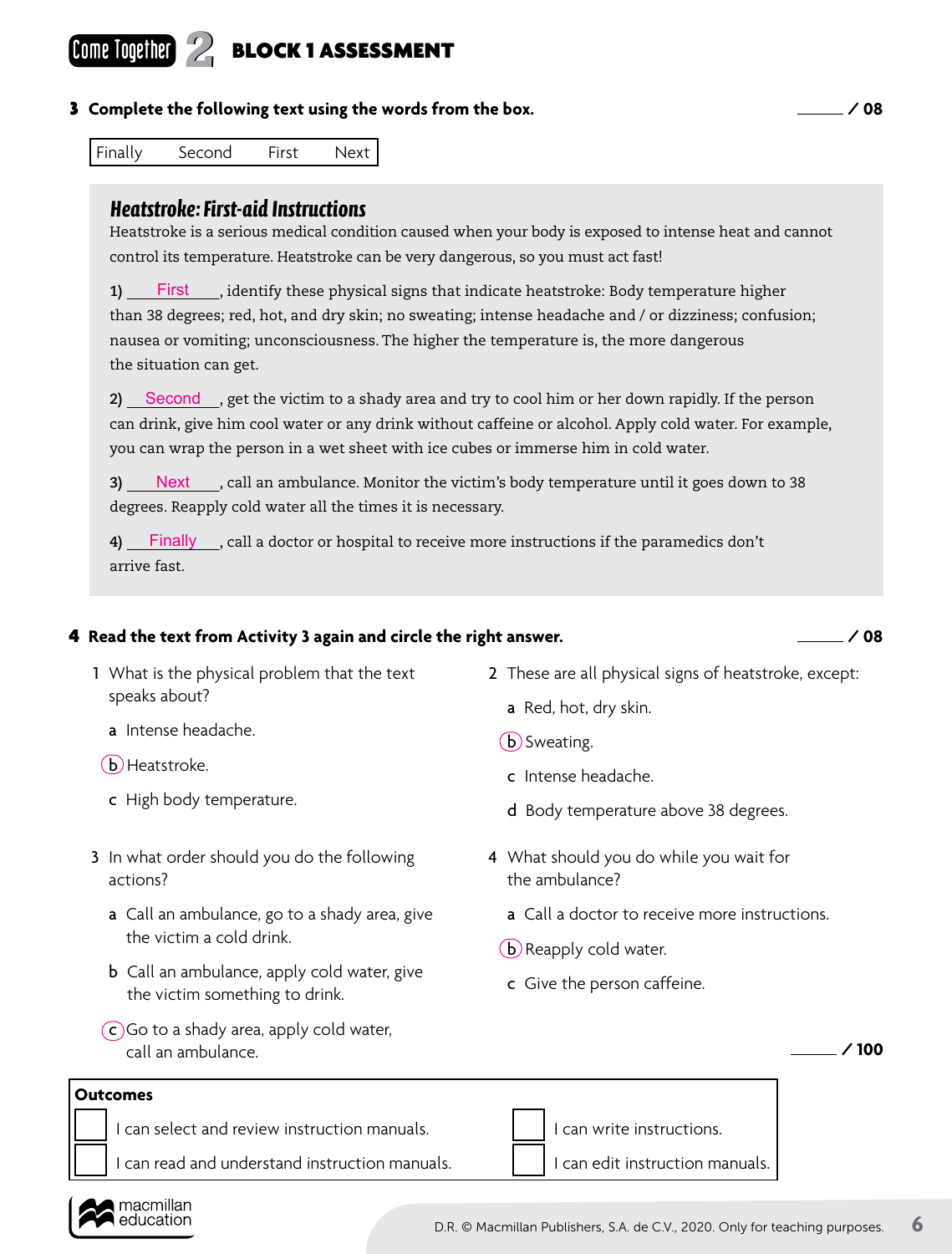# Come Together 2 BLOCK 1 ASSESSMENT

**3 Complete the following text using the words from the box.** ____ / 08

| Finally | Second | First | Next |
|---|---|---|---|

### Heatstroke: First-aid Instructions

Heatstroke is a serious medical condition caused when your body is exposed to intense heat and cannot control its temperature. Heatstroke can be very dangerous, so you must act fast!

1) First, identify these physical signs that indicate heatstroke: Body temperature higher than 38 degrees; red, hot, and dry skin; no sweating; intense headache and / or dizziness; confusion; nausea or vomiting; unconsciousness. The higher the temperature is, the more dangerous the situation can get.

2) Second, get the victim to a shady area and try to cool him or her down rapidly. If the person can drink, give him cool water or any drink without caffeine or alcohol. Apply cold water. For example, you can wrap the person in a wet sheet with ice cubes or immerse him in cold water.

3) Next, call an ambulance. Monitor the victim's body temperature until it goes down to 38 degrees. Reapply cold water all the times it is necessary.

4) Finally, call a doctor or hospital to receive more instructions if the paramedics don't arrive fast.

**4 Read the text from Activity 3 again and circle the right answer.** ____ / 08

1 What is the physical problem that the text speaks about?

a Intense headache.

(b) Heatstroke.

c High body temperature.

2 These are all physical signs of heatstroke, except:

a Red, hot, dry skin.

(b) Sweating.

c Intense headache.

d Body temperature above 38 degrees.

3 In what order should you do the following actions?

a Call an ambulance, go to a shady area, give the victim a cold drink.

b Call an ambulance, apply cold water, give the victim something to drink.

(c) Go to a shady area, apply cold water, call an ambulance.

4 What should you do while you wait for the ambulance?

a Call a doctor to receive more instructions.

(b) Reapply cold water.

c Give the person caffeine.

____ / 100

**Outcomes**

- ☐ I can select and review instruction manuals.
- ☐ I can read and understand instruction manuals.
- ☐ I can write instructions.
- ☐ I can edit instruction manuals.

macmillan education

D.R. © Macmillan Publishers, S.A. de C.V., 2020. Only for teaching purposes.